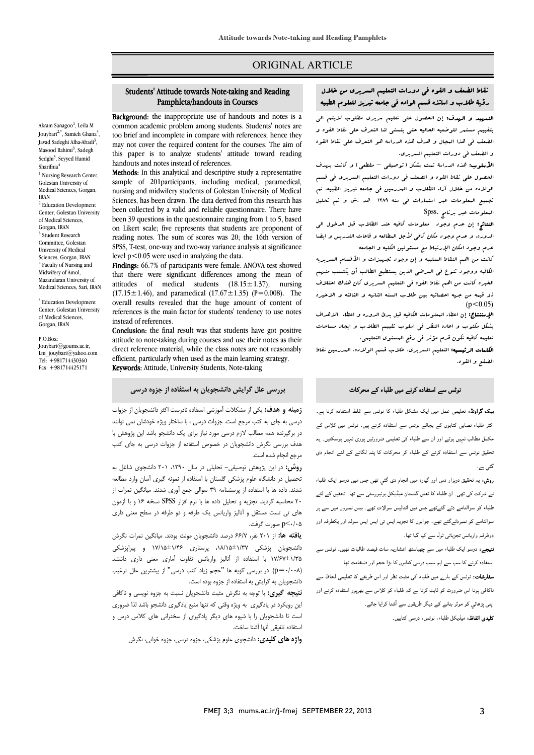ORIGINAL ARTICLE

# Students' Attitude towards Note-taking and Reading Pamphlets/handouts in Courses

Akram Sanagoo[1], Leila M Jouybari[2,*], Samieh Ghana[3], Javad Sadeghi Alha-Abadi[3], Masood Rahimi[3], Sadegh Sedghi[3], Seyyed Hamid Sharifnia[4]

[1] Nursing Research Center, Golestan University of Medical Sciences, Gorgan, IRAN

[2] Education Development Center, Golestan University of Medical Sciences, Gorgan, IRAN

[3] Student Research Committee, Golestan University of Medical Sciences, Gorgan, IRAN

[4] Faculty of Nursing and Midwifery of Amol, Mazandaran University of Medical Sciences, Sari, IRAN

[*] Education Development Center, Golestan University of Medical Sciences, Gorgan, IRAN

P.O.Box:
Jouybari@goums.ac.ir, Lm_jouybari@yahoo.com
Tel: +981714430360
Fax: +981714425171

**Background:** the inappropriate use of handouts and notes is a common academic problem among students. Students' notes are too brief and incomplete in compare with references; hence they may not cover the required content for the courses. The aim of this paper is to analyze students' attitude toward reading handouts and notes instead of references.

**Methods:** In this analytical and descriptive study a representative sample of 201participants, including medical, paramedical, nursing and midwifery students of Golestan University of Medical Sciences, has been drawn. The data derived from this research has been collected by a valid and reliable questionnaire. There have been 39 questions in the questionnaire ranging from 1 to 5, based on Likert scale; five represents that students are proponent of reading notes. The sum of scores was 20; the 16th version of SPSS, T-test, one-way and two-way variance analysis at significance level $p<0.05$ were used in analyzing the data.

**Findings:** 66.7% of participants were female. ANOVA test showed that there were significant differences among the mean of attitudes of medical students ($18.15\pm1.37$), nursing ($17.15\pm1.46$), and paramedical ($17.67\pm1.35$) ($P=0.008$). The overall results revealed that the huge amount of content of references is the main factor for students' tendency to use notes instead of references.

**Conclusion:** the final result was that students have got positive attitude to note-taking during courses and use their notes as their direct reference material, while the class notes are not reasonably efficient, particularly when used as the main learning strategy.

**Keywords:** Attitude, University Students, Note-taking

## نقاط الضعف و القوه فی دورات التعلیم السریری من خلال رؤیة طلاب و اساتذه قسم الولاده فی جامعه تبریز للعلوم الطبیه

**التمهید و الهدف:** إن الحصول علی تعلیم سریری مطلوب لایتم الی بتقییم مستمر للوضعیه الحالیه حتی یتسنی لنا التعرف علی نقاط القوه و الضعف فی هذا المجال و هدف هذه الدراسه هو التعرف علی نقاط القوه و الضعف فی دورات التعلیم السریری.

**الأسلوب:** هذه الدراسة تمت بشکل (توصیفی – مقطعی) و کانت بهدف الحصول علی نقاط القوه و الضعف فی دورات التعلیم السریری فی قسم الولاده من خلال آراء الطلاب و المدرسین فی جامعه تبریز الطبیه. تم تجمیع المعلومات عبر استمارات فی سنه ۱۳۸۹ هـ .ش و تم تحلیل المعلومات عبر برنامج Spss.

**النتائج:** إن عدم وجود معلومات کافیه عند الطلاب قبل الدخول الی الدوره، و عدم وجود مکان کافی لأجل المطالعه و قاعات التدریس و ایضا عدم وجود امکان الإرتباط مع مسئولین الکلیه و الجامعه کانت من اهم النقاط السلبیه و إن وجود تجهیزات و الأقسام السریریه الکافیه ووجود تنوع فی المرضی الذین یستطیع الطالب أن یکتسب منهم الخبره کانت من اهم نقاط القوه فی التعلیم السریری کان هناک اختلاف ذو قیمه من جهه احصائیه بین طلاب السنه الثانیه و الثالثه و الاخیره $(p<0.05)$

**الإستنتاج:** إن اعطاء المعلومات الکافیه قبل بدئ الدوره و اعطاء الاهداف بشکل مکتوب و اعاده النظر فی اسلوب تقییم الطلاب و ایجاد مساحات تعلیمه کافیه تکون قدم مؤثر فی رفع المستوی التعلیمی.

**الکلمات الرئیسیه:** التعلیم السریری، طلاب قسم الولاده، المدرسین نقاط الضعف و القوه.

## بررسی علل گرایش دانشجویان به استفاده از جزوه درسی

**زمینه و هدف:** یکی از مشکلات آموزشی استفاده نادرست اکثر دانشجویان از جزوات درسی به جای به کتب مرجع است. جزوات درسی ، با ساختار ویژه خودشان نمی توانند در برگیرنده همه مطالب لازم درسی مورد نیاز برای یک دانشجو باشد این پژوهش با هدف بررسی نگرش دانشجویان در خصوص استفاده از جزوات درسی به جای کتب مرجع انجام شده است.

**روش:** در این پژوهش توصیفی- تحلیلی در سال ۱۳۹۰، ۲۰۱ دانشجوی شاغل به تحصیل در دانشگاه علوم پزشکی گلستان با استفاده از نمونه گیری آسان وارد مطالعه شدند. داده ها با استفاده از پرسشنامه ۳۹ سوالی جمع آوری شدند. میانگین نمرات از ۲۰ محاسبه گردید. تجزیه و تحلیل داده ها با نرم افزار SPSS نسخه ۱۶ و با آزمون های تی تست مستقل و آنالیز واریانس یک طرفه و دو طرفه در سطح معنی داری $p<0.05$ صورت گرفت.

**یافته ها:** از ۲۰۱ نفر، ۶۶/۷ درصد دانشجویان مونث بودند. میانگین نمرات نگرش دانشجویان پزشکی ۱/۳۷±۱۸/۱۵، پرستاری ۱/۴۶±۱۷/۱۵ و پیراپزشکی ۱/۳۵±۱۷/۶۷ با استفاده از آنالیز واریانس تفاوت آماری معنی داری داشتند ($p=0.008$). در بررسی گویه ها "حجم زیاد کتب درسی" از بیشترین علل ترغیب دانشجویان به گرایش به استفاده از جزوه بوده است.

**نتیجه گیری:** با توجه به نگرش مثبت دانشجویان نسبت به جزوه نویسی و ناکافی این رویکرد در یادگیری به ویژه وقتی که تنها منبع یادگیری دانشجو باشد لذا ضروری است تا دانشجویان را با شیوه های دیگر یادگیری از سخنرانی های کلاس درس و استفاده تلفیقی آنها آشنا ساخت.

**واژه های کلیدی:** دانشجوی علوم پزشکی، جزوه درسی، جزوه خوانی، نگرش

## نوٹس سے استفادہ کرنے میں طلباء کے محرکات

**بیک گراونڈ:** تعلیمی عمل میں ایک مشکل طلباء کا نوٹس سے غلط استفادہ کرنا ہے۔ اکثر طلباء نصابی کتابوں کے بجائے نوٹس سے استفادہ کرتے ہیں۔ نوٹس میں کلاس کے مکمل مطالب نہیں ہوتے اور ان سے طلباء کی تعلیمی ضرورتیں پوری نہیں ہوسکتیں۔ یہ تحقیق نوٹس سے استفادہ کرنے کے طلباء کر محرکات کا پتہ لگانے کے لئے انجام دی گئی ہے۔

**روش:** یہ تحقیق دوہزار دس اور گیارہ میں انجام دی گئي تھی جس میں دوسو ایک طلباء نے شرکت کی تھی۔ ان طلباء کا تعلق گلستان میڈیکل یونیورسٹی سے تھا۔ تحقیق کے لئے طلباء کو سوالنامے دئے گئےتھے جس میں انتالیس سوالات تھے۔ بیس نمبروں میں سے ہر سوالنامے کو نمبردئےگئے تھے۔ جوابوں کا تجزیہ ایس پی ایس ایس سولہ اور یکطرفہ اور دوطرفہ واریانس تجزیاتی ٹول سے کیا گیا تھا۔

**نتیجے:** دوسو ایک طلباء میں سے چھیاسٹھ اعشاریہ سات فیصد طالبات تھیں۔ نوٹس سے استفادہ کرنے کا سب سے اہم سبب درسی کتابوں کا بڑا حجم اور ضخامت تھا ۔

**سفارشات:** نوٹس کے بارے میں طلباء کی مثبت نظر اور اس طریقے کا تعلیمی لحاظ سے ناکافی ہونا اس ضرورت کو ثابت کرتا ہے کہ طلباء کو کلاس سے بھرپور استفادہ کرنے اور اپنی پڑھائي کو موثر بنانے کے دیگر طریقوں سے آشنا کرایا جائے۔

**کلیدی الفاظ:** میڈیکل طلباء، نوٹس، درسی کتابیں۔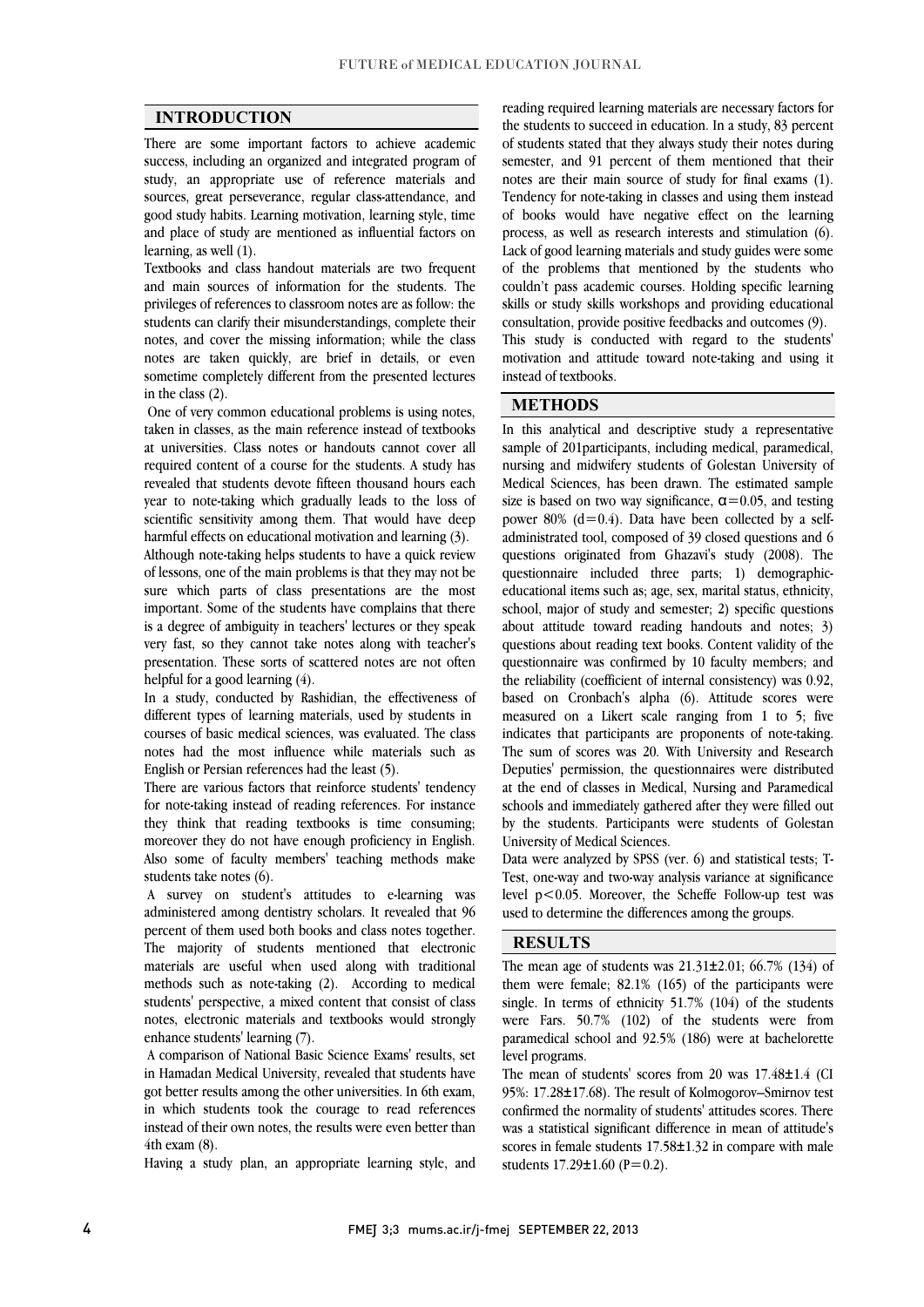## INTRODUCTION

There are some important factors to achieve academic success, including an organized and integrated program of study, an appropriate use of reference materials and sources, great perseverance, regular class-attendance, and good study habits. Learning motivation, learning style, time and place of study are mentioned as influential factors on learning, as well (1).

Textbooks and class handout materials are two frequent and main sources of information for the students. The privileges of references to classroom notes are as follow: the students can clarify their misunderstandings, complete their notes, and cover the missing information; while the class notes are taken quickly, are brief in details, or even sometime completely different from the presented lectures in the class (2).

One of very common educational problems is using notes, taken in classes, as the main reference instead of textbooks at universities. Class notes or handouts cannot cover all required content of a course for the students. A study has revealed that students devote fifteen thousand hours each year to note-taking which gradually leads to the loss of scientific sensitivity among them. That would have deep harmful effects on educational motivation and learning (3).

Although note-taking helps students to have a quick review of lessons, one of the main problems is that they may not be sure which parts of class presentations are the most important. Some of the students have complains that there is a degree of ambiguity in teachers' lectures or they speak very fast, so they cannot take notes along with teacher's presentation. These sorts of scattered notes are not often helpful for a good learning (4).

In a study, conducted by Rashidian, the effectiveness of different types of learning materials, used by students in courses of basic medical sciences, was evaluated. The class notes had the most influence while materials such as English or Persian references had the least (5).

There are various factors that reinforce students' tendency for note-taking instead of reading references. For instance they think that reading textbooks is time consuming; moreover they do not have enough proficiency in English. Also some of faculty members' teaching methods make students take notes (6).

A survey on student's attitudes to e-learning was administered among dentistry scholars. It revealed that 96 percent of them used both books and class notes together. The majority of students mentioned that electronic materials are useful when used along with traditional methods such as note-taking (2). According to medical students' perspective, a mixed content that consist of class notes, electronic materials and textbooks would strongly enhance students' learning (7).

A comparison of National Basic Science Exams' results, set in Hamadan Medical University, revealed that students have got better results among the other universities. In 6th exam, in which students took the courage to read references instead of their own notes, the results were even better than 4th exam (8).

Having a study plan, an appropriate learning style, and reading required learning materials are necessary factors for the students to succeed in education. In a study, 83 percent of students stated that they always study their notes during semester, and 91 percent of them mentioned that their notes are their main source of study for final exams (1). Tendency for note-taking in classes and using them instead of books would have negative effect on the learning process, as well as research interests and stimulation (6). Lack of good learning materials and study guides were some of the problems that mentioned by the students who couldn't pass academic courses. Holding specific learning skills or study skills workshops and providing educational consultation, provide positive feedbacks and outcomes (9).

This study is conducted with regard to the students' motivation and attitude toward note-taking and using it instead of textbooks.

## METHODS

In this analytical and descriptive study a representative sample of 201participants, including medical, paramedical, nursing and midwifery students of Golestan University of Medical Sciences, has been drawn. The estimated sample size is based on two way significance, $\alpha=0.05$, and testing power 80% ($d=0.4$). Data have been collected by a self-administrated tool, composed of 39 closed questions and 6 questions originated from Ghazavi's study (2008). The questionnaire included three parts; 1) demographic-educational items such as; age, sex, marital status, ethnicity, school, major of study and semester; 2) specific questions about attitude toward reading handouts and notes; 3) questions about reading text books. Content validity of the questionnaire was confirmed by 10 faculty members; and the reliability (coefficient of internal consistency) was 0.92, based on Cronbach's alpha (6). Attitude scores were measured on a Likert scale ranging from 1 to 5; five indicates that participants are proponents of note-taking. The sum of scores was 20. With University and Research Deputies' permission, the questionnaires were distributed at the end of classes in Medical, Nursing and Paramedical schools and immediately gathered after they were filled out by the students. Participants were students of Golestan University of Medical Sciences.

Data were analyzed by SPSS (ver. 6) and statistical tests; T-Test, one-way and two-way analysis variance at significance level $p<0.05$. Moreover, the Scheffe Follow-up test was used to determine the differences among the groups.

## RESULTS

The mean age of students was 21.31±2.01; 66.7% (134) of them were female; 82.1% (165) of the participants were single. In terms of ethnicity 51.7% (104) of the students were Fars. 50.7% (102) of the students were from paramedical school and 92.5% (186) were at bachelorette level programs.

The mean of students' scores from 20 was 17.48±1.4 (CI 95%: 17.28±17.68). The result of Kolmogorov–Smirnov test confirmed the normality of students' attitudes scores. There was a statistical significant difference in mean of attitude's scores in female students 17.58±1.32 in compare with male students 17.29±1.60 ($P=0.2$).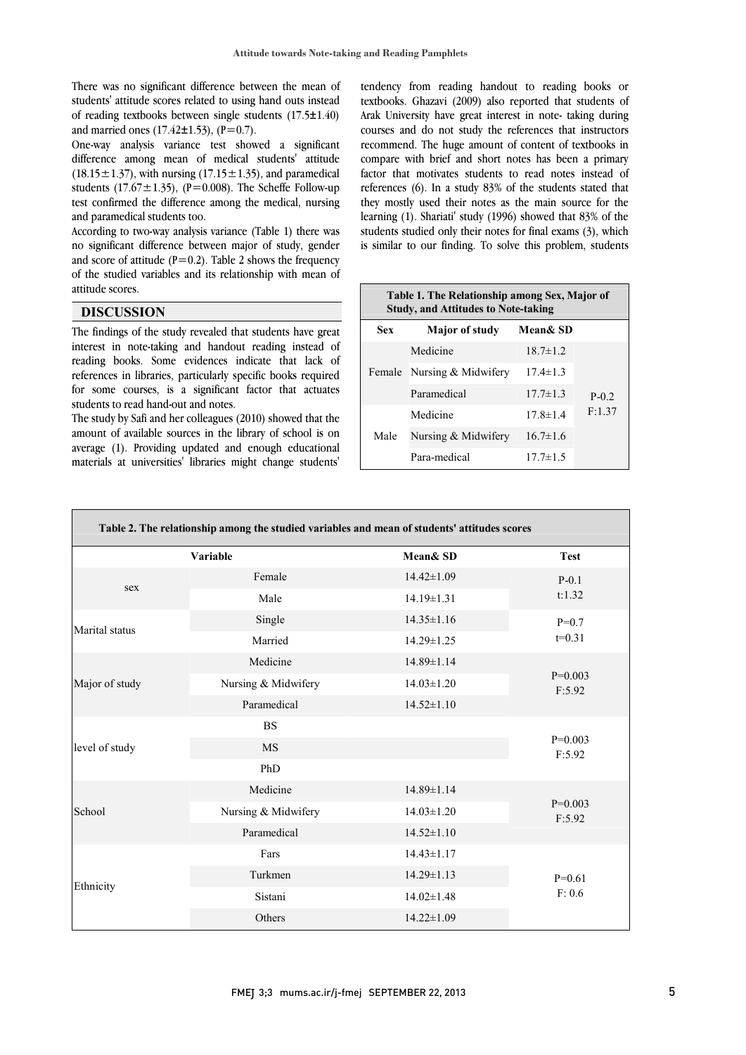There was no significant difference between the mean of students' attitude scores related to using hand outs instead of reading textbooks between single students (17.5±1.40) and married ones (17.42±1.53), (P=0.7).

One-way analysis variance test showed a significant difference among mean of medical students' attitude (18.15±1.37), with nursing (17.15±1.35), and paramedical students (17.67±1.35), (P=0.008). The Scheffe Follow-up test confirmed the difference among the medical, nursing and paramedical students too.

According to two-way analysis variance (Table 1) there was no significant difference between major of study, gender and score of attitude (P=0.2). Table 2 shows the frequency of the studied variables and its relationship with mean of attitude scores.

## DISCUSSION

The findings of the study revealed that students have great interest in note-taking and handout reading instead of reading books. Some evidences indicate that lack of references in libraries, particularly specific books required for some courses, is a significant factor that actuates students to read hand-out and notes.

The study by Safi and her colleagues (2010) showed that the amount of available sources in the library of school is on average (1). Providing updated and enough educational materials at universities' libraries might change students' tendency from reading handout to reading books or textbooks. Ghazavi (2009) also reported that students of Arak University have great interest in note- taking during courses and do not study the references that instructors recommend. The huge amount of content of textbooks in compare with brief and short notes has been a primary factor that motivates students to read notes instead of references (6). In a study 83% of the students stated that they mostly used their notes as the main source for the learning (1). Shariati' study (1996) showed that 83% of the students studied only their notes for final exams (3), which is similar to our finding. To solve this problem, students

**Table 1. The Relationship among Sex, Major of Study, and Attitudes to Note-taking**

| Sex | Major of study | Mean& SD | |
|---|---|---|---|
| Female | Medicine | 18.7±1.2 | P-0.2 F:1.37 |
| | Nursing & Midwifery | 17.4±1.3 | |
| | Paramedical | 17.7±1.3 | |
| Male | Medicine | 17.8±1.4 | |
| | Nursing & Midwifery | 16.7±1.6 | |
| | Para-medical | 17.7±1.5 | |

**Table 2. The relationship among the studied variables and mean of students' attitudes scores**

| Variable | | Mean& SD | Test |
|---|---|---|---|
| sex | Female | 14.42±1.09 | P-0.1 t:1.32 |
| | Male | 14.19±1.31 | |
| Marital status | Single | 14.35±1.16 | P=0.7 t=0.31 |
| | Married | 14.29±1.25 | |
| Major of study | Medicine | 14.89±1.14 | P=0.003 F:5.92 |
| | Nursing & Midwifery | 14.03±1.20 | |
| | Paramedical | 14.52±1.10 | |
| level of study | BS | | P=0.003 F:5.92 |
| | MS | | |
| | PhD | | |
| School | Medicine | 14.89±1.14 | P=0.003 F:5.92 |
| | Nursing & Midwifery | 14.03±1.20 | |
| | Paramedical | 14.52±1.10 | |
| Ethnicity | Fars | 14.43±1.17 | P=0.61 F: 0.6 |
| | Turkmen | 14.29±1.13 | |
| | Sistani | 14.02±1.48 | |
| | Others | 14.22±1.09 | |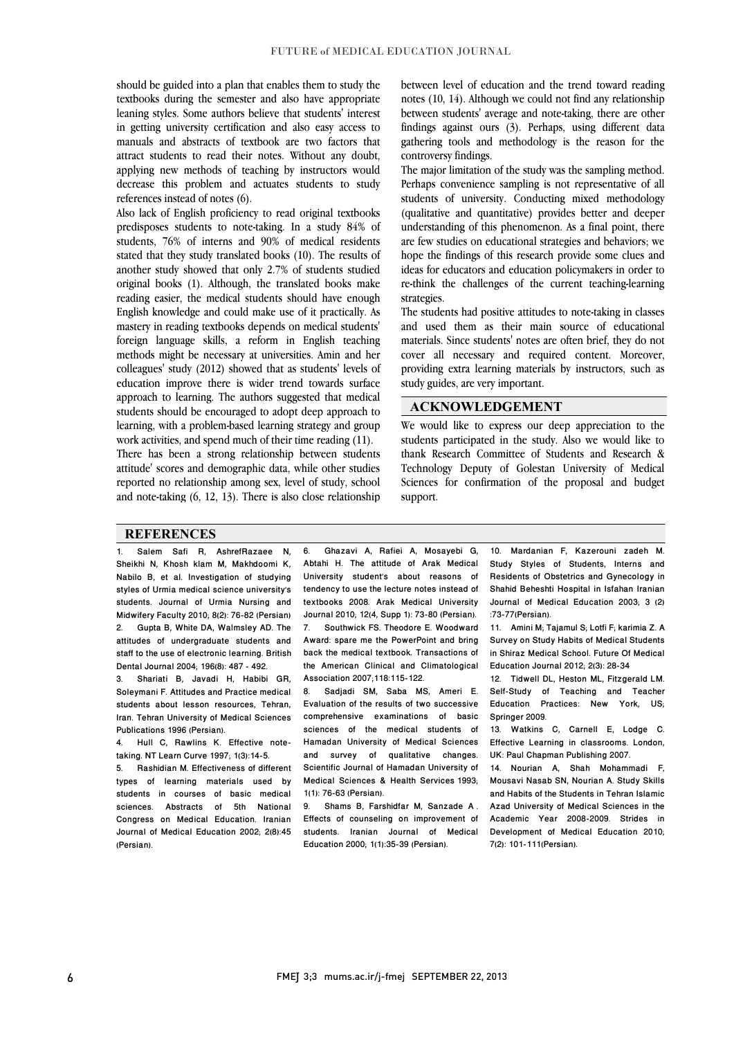should be guided into a plan that enables them to study the textbooks during the semester and also have appropriate leaning styles. Some authors believe that students' interest in getting university certification and also easy access to manuals and abstracts of textbook are two factors that attract students to read their notes. Without any doubt, applying new methods of teaching by instructors would decrease this problem and actuates students to study references instead of notes (6).

Also lack of English proficiency to read original textbooks predisposes students to note-taking. In a study 84% of students, 76% of interns and 90% of medical residents stated that they study translated books (10). The results of another study showed that only 2.7% of students studied original books (1). Although, the translated books make reading easier, the medical students should have enough English knowledge and could make use of it practically. As mastery in reading textbooks depends on medical students' foreign language skills, a reform in English teaching methods might be necessary at universities. Amin and her colleagues' study (2012) showed that as students' levels of education improve there is wider trend towards surface approach to learning. The authors suggested that medical students should be encouraged to adopt deep approach to learning, with a problem-based learning strategy and group work activities, and spend much of their time reading (11).

There has been a strong relationship between students attitude' scores and demographic data, while other studies reported no relationship among sex, level of study, school and note-taking (6, 12, 13). There is also close relationship between level of education and the trend toward reading notes (10, 14). Although we could not find any relationship between students' average and note-taking, there are other findings against ours (3). Perhaps, using different data gathering tools and methodology is the reason for the controversy findings.

The major limitation of the study was the sampling method. Perhaps convenience sampling is not representative of all students of university. Conducting mixed methodology (qualitative and quantitative) provides better and deeper understanding of this phenomenon. As a final point, there are few studies on educational strategies and behaviors; we hope the findings of this research provide some clues and ideas for educators and education policymakers in order to re-think the challenges of the current teaching-learning strategies.

The students had positive attitudes to note-taking in classes and used them as their main source of educational materials. Since students' notes are often brief, they do not cover all necessary and required content. Moreover, providing extra learning materials by instructors, such as study guides, are very important.

## ACKNOWLEDGEMENT

We would like to express our deep appreciation to the students participated in the study. Also we would like to thank Research Committee of Students and Research & Technology Deputy of Golestan University of Medical Sciences for confirmation of the proposal and budget support.

## REFERENCES

1. Salem Safi R, AshrefRazaee N, Sheikhi N, Khosh klam M, Makhdoomi K, Nabilo B, et al. Investigation of studying styles of Urmia medical science university's students. Journal of Urmia Nursing and Midwifery Faculty 2010; 8(2): 76-82 (Persian)
2. Gupta B, White DA, Walmsley AD. The attitudes of undergraduate students and staff to the use of electronic learning. British Dental Journal 2004; 196(8): 487 - 492.
3. Shariati B, Javadi H, Habibi GR, Soleymani F. Attitudes and Practice medical students about lesson resources, Tehran, Iran. Tehran University of Medical Sciences Publications 1996 (Persian).
4. Hull C, Rawlins K. Effective note-taking. NT Learn Curve 1997; 1(3):14-5.
5. Rashidian M. Effectiveness of different types of learning materials used by students in courses of basic medical sciences. Abstracts of 5th National Congress on Medical Education. Iranian Journal of Medical Education 2002; 2(8):45 (Persian).
6. Ghazavi A, Rafiei A, Mosayebi G, Abtahi H. The attitude of Arak Medical University student's about reasons of tendency to use the lecture notes instead of textbooks 2008. Arak Medical University Journal 2010; 12(4, Supp 1): 73-80 (Persian).
7. Southwick FS. Theodore E. Woodward Award: spare me the PowerPoint and bring back the medical textbook. Transactions of the American Clinical and Climatological Association 2007;118:115-122.
8. Sadjadi SM, Saba MS, Ameri E. Evaluation of the results of two successive comprehensive examinations of basic sciences of the medical students of Hamadan University of Medical Sciences and survey of qualitative changes. Scientific Journal of Hamadan University of Medical Sciences & Health Services 1993; 1(1): 76-63 (Persian).
9. Shams B, Farshidfar M, Sanzade A . Effects of counseling on improvement of students. Iranian Journal of Medical Education 2000; 1(1):35-39 (Persian).
10. Mardanian F, Kazerouni zadeh M. Study Styles of Students, Interns and Residents of Obstetrics and Gynecology in Shahid Beheshti Hospital in Isfahan Iranian Journal of Medical Education 2003; 3 (2) :73-77(Persian).
11. Amini M; Tajamul S; Lotfi F; karimia Z. A Survey on Study Habits of Medical Students in Shiraz Medical School. Future Of Medical Education Journal 2012; 2(3): 28-34
12. Tidwell DL, Heston ML, Fitzgerald LM. Self-Study of Teaching and Teacher Education Practices: New York, US; Springer 2009.
13. Watkins C, Carnell E, Lodge C. Effective Learning in classrooms. London, UK: Paul Chapman Publishing 2007.
14. Nourian A, Shah Mohammadi F, Mousavi Nasab SN, Nourian A. Study Skills and Habits of the Students in Tehran Islamic Azad University of Medical Sciences in the Academic Year 2008-2009. Strides in Development of Medical Education 2010; 7(2): 101-111(Persian).